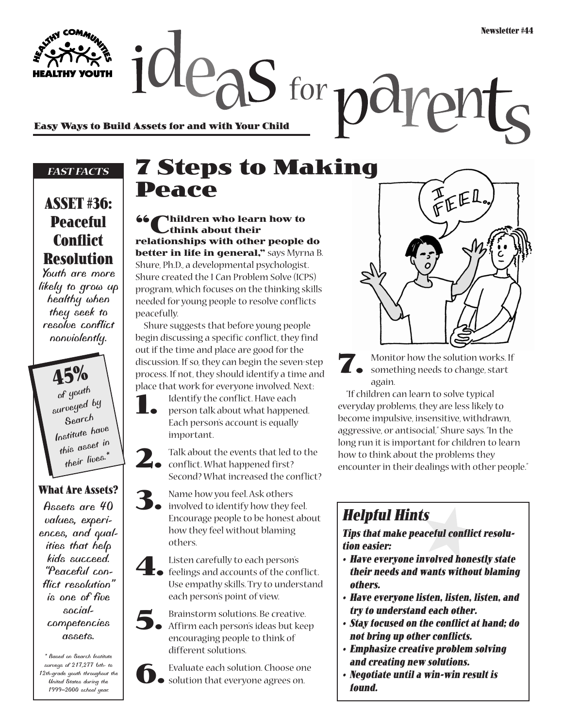Newsletter #44

# ideas for parents

**Easy Ways to Build Assets for and with Your Child**

*FAST FACTS*

## ASSET #36: Peaceful Conflict Resolution

Youth are more likely to grow up healthy when they seek to resolve conflict nonviolently.

**45%** of youth surveyed by Search Institute have this asset in their lives.*

### What Are Assets?

Assets are 40 values, experiences, and qualities that help kids succeed. "Peaceful conflict resolution" is one of five social-competencies assets.

\* Based on Search Institute surveys of 217,277 6th- to 12th-grade youth throughout the United States during the 1999–2000 school year.

# 7 Steps to Making Peace

**"Children who learn how to think about their relationships with other people do better in life in general,"** says Myrna B. Shure, Ph.D., a developmental psychologist. Shure created the I Can Problem Solve (ICPS) program, which focuses on the thinking skills needed for young people to resolve conflicts peacefully.

Shure suggests that before young people begin discussing a specific conflict, they find out if the time and place are good for the discussion. If so, they can begin the seven-step process. If not, they should identify a time and place that work for everyone involved. Next:

1. Identify the conflict. Have each person talk about what happened. Each person's account is equally important.
2. Talk about the events that led to the conflict. What happened first? Second? What increased the conflict?
3. Name how you feel. Ask others involved to identify how they feel. Encourage people to be honest about how they feel without blaming others.
4. Listen carefully to each person's feelings and accounts of the conflict. Use empathy skills. Try to understand each person's point of view.
5. Brainstorm solutions. Be creative. Affirm each person's ideas but keep encouraging people to think of different solutions.
6. Evaluate each solution. Choose one solution that everyone agrees on.
7. Monitor how the solution works. If something needs to change, start again.

"If children can learn to solve typical everyday problems, they are less likely to become impulsive, insensitive, withdrawn, aggressive, or antisocial," Shure says. "In the long run it is important for children to learn how to think about the problems they encounter in their dealings with other people."

## Helpful Hints

***Tips that make peaceful conflict resolution easier:***

- ***Have everyone involved honestly state their needs and wants without blaming others.***
- ***Have everyone listen, listen, listen, and try to understand each other.***
- ***Stay focused on the conflict at hand; do not bring up other conflicts.***
- ***Emphasize creative problem solving and creating new solutions.***
- ***Negotiate until a win-win result is found.***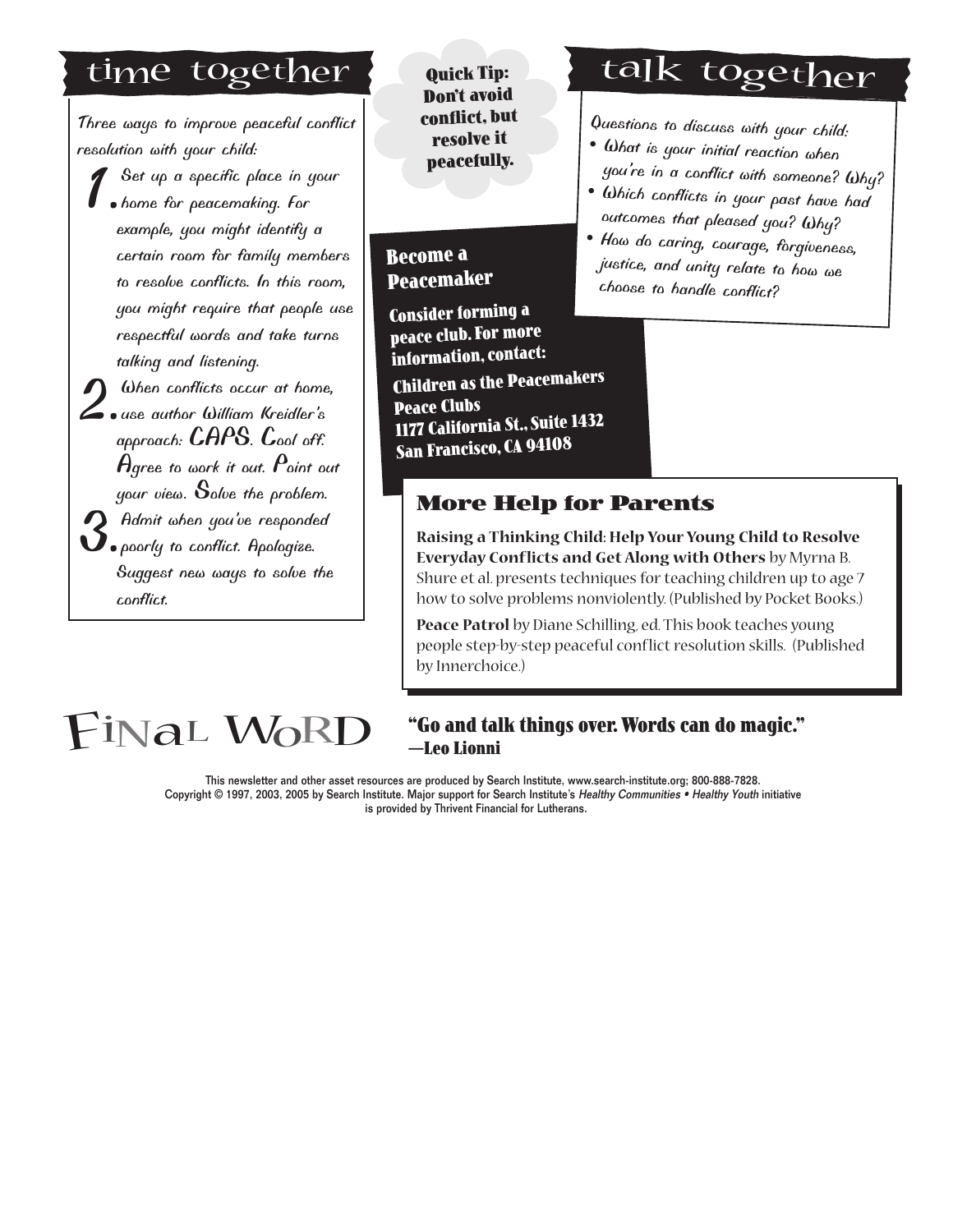## time together

*Three ways to improve peaceful conflict resolution with your child:*

1. Set up a specific place in your home for peacemaking. For example, you might identify a certain room for family members to resolve conflicts. In this room, you might require that people use respectful words and take turns talking and listening.
2. When conflicts occur at home, use author William Kreidler's approach: **CAPS**. **C**ool off. **A**gree to work it out. **P**oint out your view. **S**olve the problem.
3. Admit when you've responded poorly to conflict. Apologize. Suggest new ways to solve the conflict.

**Quick Tip: Don't avoid conflict, but resolve it peacefully.**

## talk together

*Questions to discuss with your child:*

- What is your initial reaction when you're in a conflict with someone? Why?
- Which conflicts in your past have had outcomes that pleased you? Why?
- How do caring, courage, forgiveness, justice, and unity relate to how we choose to handle conflict?

### Become a Peacemaker

Consider forming a peace club. For more information, contact:

Children as the Peacemakers
Peace Clubs
1177 California St., Suite 1432
San Francisco, CA 94108

### More Help for Parents

**Raising a Thinking Child: Help Your Young Child to Resolve Everyday Conflicts and Get Along with Others** by Myrna B. Shure et al. presents techniques for teaching children up to age 7 how to solve problems nonviolently. (Published by Pocket Books.)

**Peace Patrol** by Diane Schilling, ed. This book teaches young people step-by-step peaceful conflict resolution skills. (Published by Innerchoice.)

## Final Word

**"Go and talk things over. Words can do magic."**
**—Leo Lionni**

This newsletter and other asset resources are produced by Search Institute, www.search-institute.org; 800-888-7828.
Copyright © 1997, 2003, 2005 by Search Institute. Major support for Search Institute's *Healthy Communities • Healthy Youth* initiative is provided by Thrivent Financial for Lutherans.